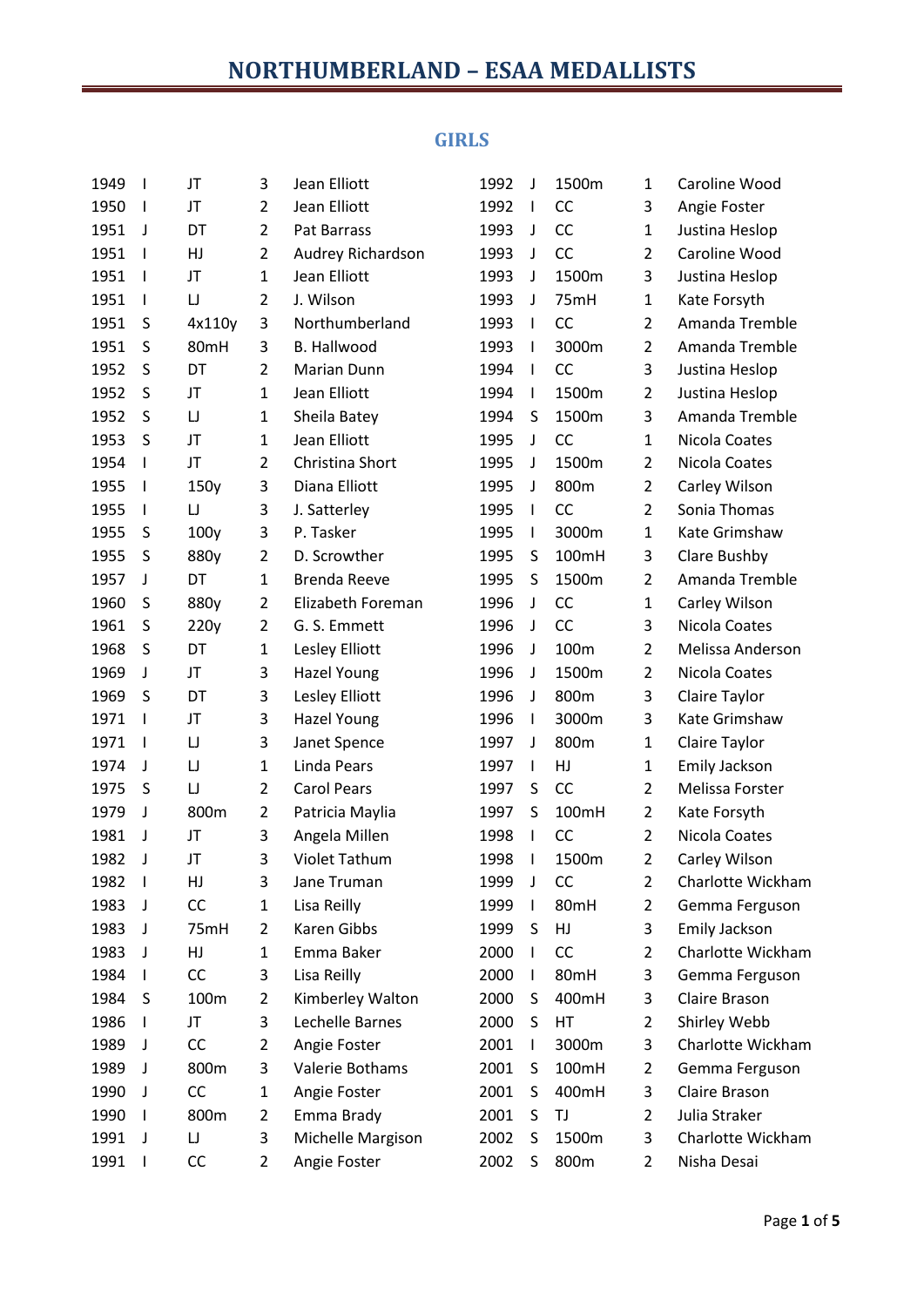# NORTHUMBERLAND – ESAA MEDALLISTS

## GIRLS

| | | | | |
|---|---|---|---|---|
| 1949 | I | JT | 3 | Jean Elliott |
| 1950 | I | JT | 2 | Jean Elliott |
| 1951 | J | DT | 2 | Pat Barrass |
| 1951 | I | HJ | 2 | Audrey Richardson |
| 1951 | I | JT | 1 | Jean Elliott |
| 1951 | I | LJ | 2 | J. Wilson |
| 1951 | S | 4x110y | 3 | Northumberland |
| 1951 | S | 80mH | 3 | B. Hallwood |
| 1952 | S | DT | 2 | Marian Dunn |
| 1952 | S | JT | 1 | Jean Elliott |
| 1952 | S | LJ | 1 | Sheila Batey |
| 1953 | S | JT | 1 | Jean Elliott |
| 1954 | I | JT | 2 | Christina Short |
| 1955 | I | 150y | 3 | Diana Elliott |
| 1955 | I | LJ | 3 | J. Satterley |
| 1955 | S | 100y | 3 | P. Tasker |
| 1955 | S | 880y | 2 | D. Scrowther |
| 1957 | J | DT | 1 | Brenda Reeve |
| 1960 | S | 880y | 2 | Elizabeth Foreman |
| 1961 | S | 220y | 2 | G. S. Emmett |
| 1968 | S | DT | 1 | Lesley Elliott |
| 1969 | J | JT | 3 | Hazel Young |
| 1969 | S | DT | 3 | Lesley Elliott |
| 1971 | I | JT | 3 | Hazel Young |
| 1971 | I | LJ | 3 | Janet Spence |
| 1974 | J | LJ | 1 | Linda Pears |
| 1975 | S | LJ | 2 | Carol Pears |
| 1979 | J | 800m | 2 | Patricia Maylia |
| 1981 | J | JT | 3 | Angela Millen |
| 1982 | J | JT | 3 | Violet Tathum |
| 1982 | I | HJ | 3 | Jane Truman |
| 1983 | J | CC | 1 | Lisa Reilly |
| 1983 | J | 75mH | 2 | Karen Gibbs |
| 1983 | J | HJ | 1 | Emma Baker |
| 1984 | I | CC | 3 | Lisa Reilly |
| 1984 | S | 100m | 2 | Kimberley Walton |
| 1986 | I | JT | 3 | Lechelle Barnes |
| 1989 | J | CC | 2 | Angie Foster |
| 1989 | J | 800m | 3 | Valerie Bothams |
| 1990 | J | CC | 1 | Angie Foster |
| 1990 | I | 800m | 2 | Emma Brady |
| 1991 | J | LJ | 3 | Michelle Margison |
| 1991 | I | CC | 2 | Angie Foster |
| 1992 | J | 1500m | 1 | Caroline Wood |
| 1992 | I | CC | 3 | Angie Foster |
| 1993 | J | CC | 1 | Justina Heslop |
| 1993 | J | CC | 2 | Caroline Wood |
| 1993 | J | 1500m | 3 | Justina Heslop |
| 1993 | J | 75mH | 1 | Kate Forsyth |
| 1993 | I | CC | 2 | Amanda Tremble |
| 1993 | I | 3000m | 2 | Amanda Tremble |
| 1994 | I | CC | 3 | Justina Heslop |
| 1994 | I | 1500m | 2 | Justina Heslop |
| 1994 | S | 1500m | 3 | Amanda Tremble |
| 1995 | J | CC | 1 | Nicola Coates |
| 1995 | J | 1500m | 2 | Nicola Coates |
| 1995 | J | 800m | 2 | Carley Wilson |
| 1995 | I | CC | 2 | Sonia Thomas |
| 1995 | I | 3000m | 1 | Kate Grimshaw |
| 1995 | S | 100mH | 3 | Clare Bushby |
| 1995 | S | 1500m | 2 | Amanda Tremble |
| 1996 | J | CC | 1 | Carley Wilson |
| 1996 | J | CC | 3 | Nicola Coates |
| 1996 | J | 100m | 2 | Melissa Anderson |
| 1996 | J | 1500m | 2 | Nicola Coates |
| 1996 | J | 800m | 3 | Claire Taylor |
| 1996 | I | 3000m | 3 | Kate Grimshaw |
| 1997 | J | 800m | 1 | Claire Taylor |
| 1997 | I | HJ | 1 | Emily Jackson |
| 1997 | S | CC | 2 | Melissa Forster |
| 1997 | S | 100mH | 2 | Kate Forsyth |
| 1998 | I | CC | 2 | Nicola Coates |
| 1998 | I | 1500m | 2 | Carley Wilson |
| 1999 | J | CC | 2 | Charlotte Wickham |
| 1999 | I | 80mH | 2 | Gemma Ferguson |
| 1999 | S | HJ | 3 | Emily Jackson |
| 2000 | I | CC | 2 | Charlotte Wickham |
| 2000 | I | 80mH | 3 | Gemma Ferguson |
| 2000 | S | 400mH | 3 | Claire Brason |
| 2000 | S | HT | 2 | Shirley Webb |
| 2001 | I | 3000m | 3 | Charlotte Wickham |
| 2001 | S | 100mH | 2 | Gemma Ferguson |
| 2001 | S | 400mH | 3 | Claire Brason |
| 2001 | S | TJ | 2 | Julia Straker |
| 2002 | S | 1500m | 3 | Charlotte Wickham |
| 2002 | S | 800m | 2 | Nisha Desai |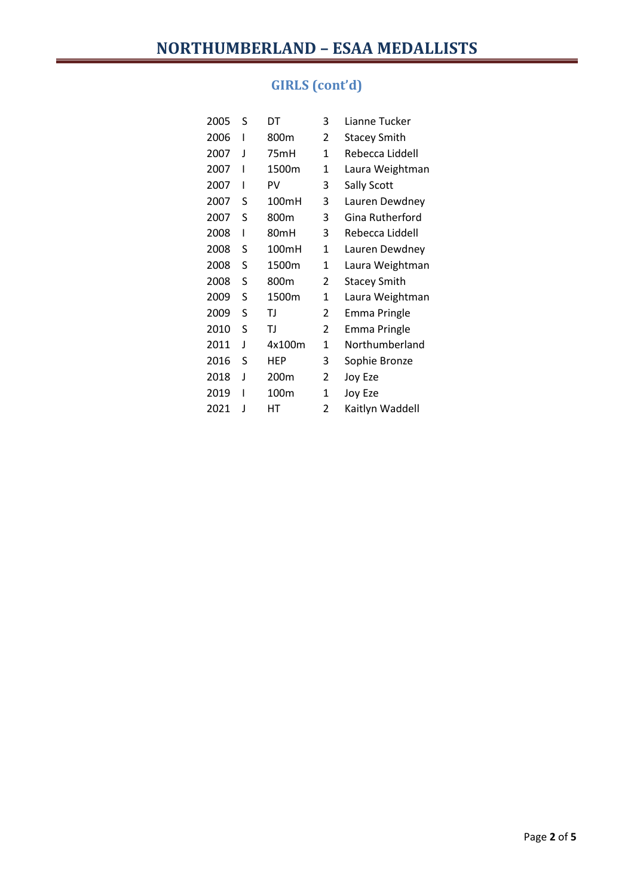# NORTHUMBERLAND – ESAA MEDALLISTS

## GIRLS (cont'd)

| | | | | |
|---|---|---|---|---|
| 2005 | S | DT | 3 | Lianne Tucker |
| 2006 | I | 800m | 2 | Stacey Smith |
| 2007 | J | 75mH | 1 | Rebecca Liddell |
| 2007 | I | 1500m | 1 | Laura Weightman |
| 2007 | I | PV | 3 | Sally Scott |
| 2007 | S | 100mH | 3 | Lauren Dewdney |
| 2007 | S | 800m | 3 | Gina Rutherford |
| 2008 | I | 80mH | 3 | Rebecca Liddell |
| 2008 | S | 100mH | 1 | Lauren Dewdney |
| 2008 | S | 1500m | 1 | Laura Weightman |
| 2008 | S | 800m | 2 | Stacey Smith |
| 2009 | S | 1500m | 1 | Laura Weightman |
| 2009 | S | TJ | 2 | Emma Pringle |
| 2010 | S | TJ | 2 | Emma Pringle |
| 2011 | J | 4x100m | 1 | Northumberland |
| 2016 | S | HEP | 3 | Sophie Bronze |
| 2018 | J | 200m | 2 | Joy Eze |
| 2019 | I | 100m | 1 | Joy Eze |
| 2021 | J | HT | 2 | Kaitlyn Waddell |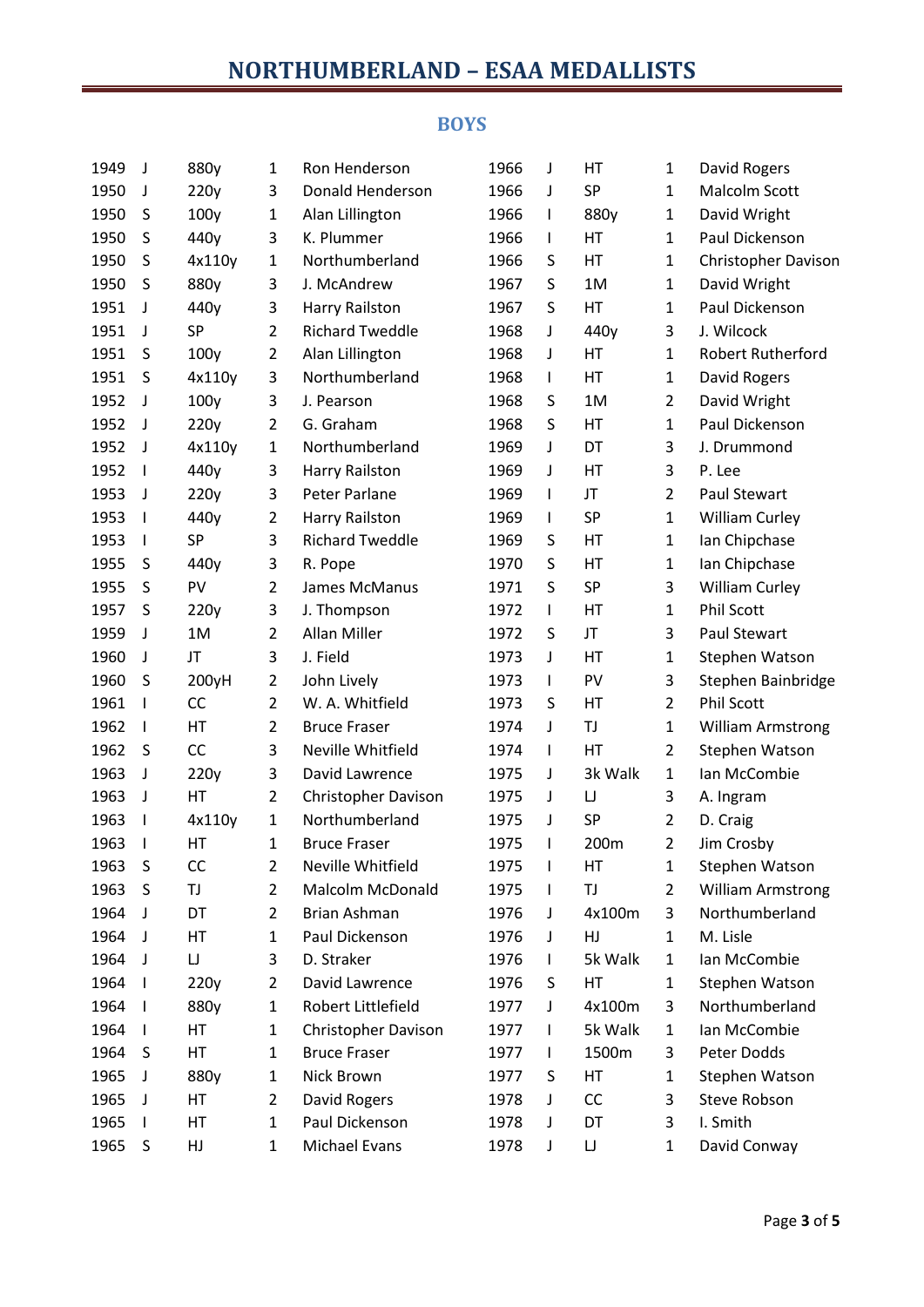# NORTHUMBERLAND – ESAA MEDALLISTS

## BOYS

| | | | | |
|---|---|---|---|---|
| 1949 | J | 880y | 1 | Ron Henderson |
| 1950 | J | 220y | 3 | Donald Henderson |
| 1950 | S | 100y | 1 | Alan Lillington |
| 1950 | S | 440y | 3 | K. Plummer |
| 1950 | S | 4x110y | 1 | Northumberland |
| 1950 | S | 880y | 3 | J. McAndrew |
| 1951 | J | 440y | 3 | Harry Railston |
| 1951 | J | SP | 2 | Richard Tweddle |
| 1951 | S | 100y | 2 | Alan Lillington |
| 1951 | S | 4x110y | 3 | Northumberland |
| 1952 | J | 100y | 3 | J. Pearson |
| 1952 | J | 220y | 2 | G. Graham |
| 1952 | J | 4x110y | 1 | Northumberland |
| 1952 | I | 440y | 3 | Harry Railston |
| 1953 | J | 220y | 3 | Peter Parlane |
| 1953 | I | 440y | 2 | Harry Railston |
| 1953 | I | SP | 3 | Richard Tweddle |
| 1955 | S | 440y | 3 | R. Pope |
| 1955 | S | PV | 2 | James McManus |
| 1957 | S | 220y | 3 | J. Thompson |
| 1959 | J | 1M | 2 | Allan Miller |
| 1960 | J | JT | 3 | J. Field |
| 1960 | S | 200yH | 2 | John Lively |
| 1961 | I | CC | 2 | W. A. Whitfield |
| 1962 | I | HT | 2 | Bruce Fraser |
| 1962 | S | CC | 3 | Neville Whitfield |
| 1963 | J | 220y | 3 | David Lawrence |
| 1963 | J | HT | 2 | Christopher Davison |
| 1963 | I | 4x110y | 1 | Northumberland |
| 1963 | I | HT | 1 | Bruce Fraser |
| 1963 | S | CC | 2 | Neville Whitfield |
| 1963 | S | TJ | 2 | Malcolm McDonald |
| 1964 | J | DT | 2 | Brian Ashman |
| 1964 | J | HT | 1 | Paul Dickenson |
| 1964 | J | LJ | 3 | D. Straker |
| 1964 | I | 220y | 2 | David Lawrence |
| 1964 | I | 880y | 1 | Robert Littlefield |
| 1964 | I | HT | 1 | Christopher Davison |
| 1964 | S | HT | 1 | Bruce Fraser |
| 1965 | J | 880y | 1 | Nick Brown |
| 1965 | J | HT | 2 | David Rogers |
| 1965 | I | HT | 1 | Paul Dickenson |
| 1965 | S | HJ | 1 | Michael Evans |
| 1966 | J | HT | 1 | David Rogers |
| 1966 | J | SP | 1 | Malcolm Scott |
| 1966 | I | 880y | 1 | David Wright |
| 1966 | I | HT | 1 | Paul Dickenson |
| 1966 | S | HT | 1 | Christopher Davison |
| 1967 | S | 1M | 1 | David Wright |
| 1967 | S | HT | 1 | Paul Dickenson |
| 1968 | J | 440y | 3 | J. Wilcock |
| 1968 | J | HT | 1 | Robert Rutherford |
| 1968 | I | HT | 1 | David Rogers |
| 1968 | S | 1M | 2 | David Wright |
| 1968 | S | HT | 1 | Paul Dickenson |
| 1969 | J | DT | 3 | J. Drummond |
| 1969 | J | HT | 3 | P. Lee |
| 1969 | I | JT | 2 | Paul Stewart |
| 1969 | I | SP | 1 | William Curley |
| 1969 | S | HT | 1 | Ian Chipchase |
| 1970 | S | HT | 1 | Ian Chipchase |
| 1971 | S | SP | 3 | William Curley |
| 1972 | I | HT | 1 | Phil Scott |
| 1972 | S | JT | 3 | Paul Stewart |
| 1973 | J | HT | 1 | Stephen Watson |
| 1973 | I | PV | 3 | Stephen Bainbridge |
| 1973 | S | HT | 2 | Phil Scott |
| 1974 | J | TJ | 1 | William Armstrong |
| 1974 | I | HT | 2 | Stephen Watson |
| 1975 | J | 3k Walk | 1 | Ian McCombie |
| 1975 | J | LJ | 3 | A. Ingram |
| 1975 | J | SP | 2 | D. Craig |
| 1975 | I | 200m | 2 | Jim Crosby |
| 1975 | I | HT | 1 | Stephen Watson |
| 1975 | I | TJ | 2 | William Armstrong |
| 1976 | J | 4x100m | 3 | Northumberland |
| 1976 | J | HJ | 1 | M. Lisle |
| 1976 | I | 5k Walk | 1 | Ian McCombie |
| 1976 | S | HT | 1 | Stephen Watson |
| 1977 | J | 4x100m | 3 | Northumberland |
| 1977 | I | 5k Walk | 1 | Ian McCombie |
| 1977 | I | 1500m | 3 | Peter Dodds |
| 1977 | S | HT | 1 | Stephen Watson |
| 1978 | J | CC | 3 | Steve Robson |
| 1978 | J | DT | 3 | I. Smith |
| 1978 | J | LJ | 1 | David Conway |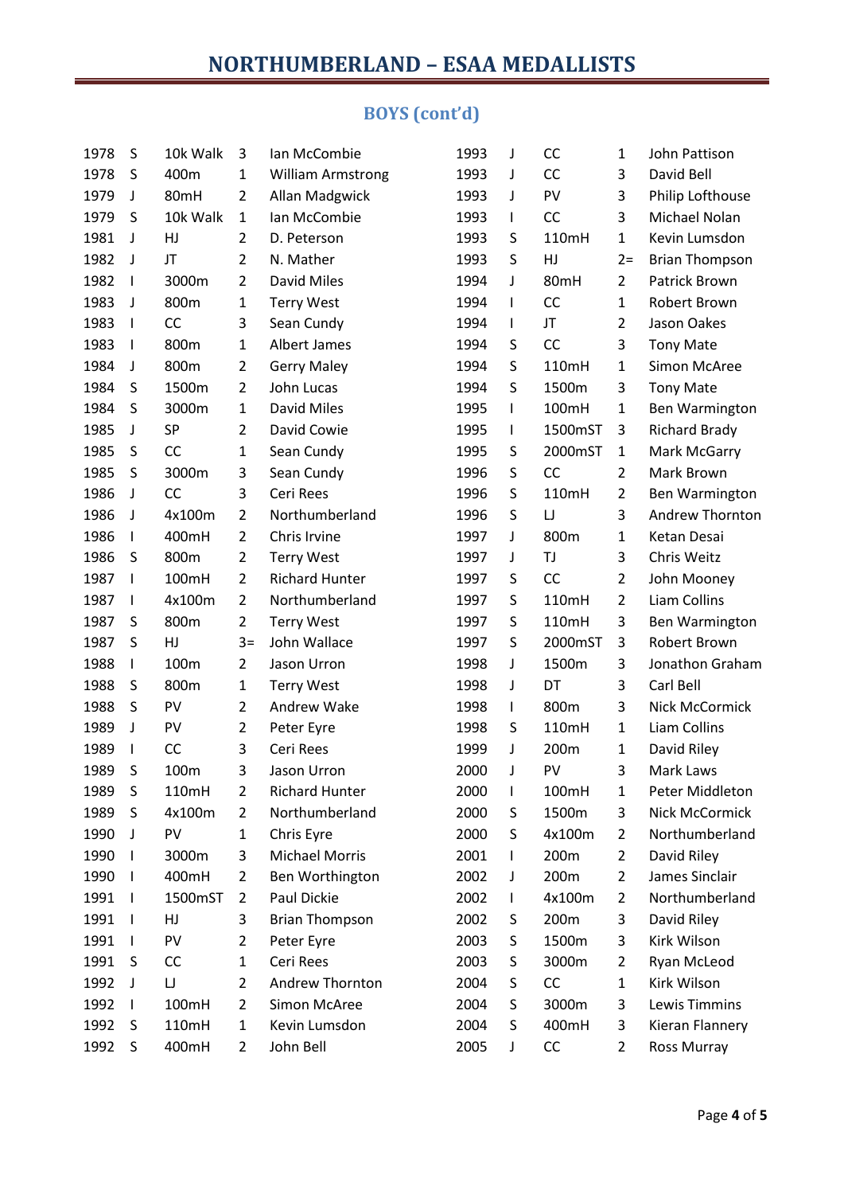# NORTHUMBERLAND – ESAA MEDALLISTS

## BOYS (cont'd)

| | | | | |
|---|---|---|---|---|
| 1978 | S | 10k Walk | 3 | Ian McCombie |
| 1978 | S | 400m | 1 | William Armstrong |
| 1979 | J | 80mH | 2 | Allan Madgwick |
| 1979 | S | 10k Walk | 1 | Ian McCombie |
| 1981 | J | HJ | 2 | D. Peterson |
| 1982 | J | JT | 2 | N. Mather |
| 1982 | I | 3000m | 2 | David Miles |
| 1983 | J | 800m | 1 | Terry West |
| 1983 | I | CC | 3 | Sean Cundy |
| 1983 | I | 800m | 1 | Albert James |
| 1984 | J | 800m | 2 | Gerry Maley |
| 1984 | S | 1500m | 2 | John Lucas |
| 1984 | S | 3000m | 1 | David Miles |
| 1985 | J | SP | 2 | David Cowie |
| 1985 | S | CC | 1 | Sean Cundy |
| 1985 | S | 3000m | 3 | Sean Cundy |
| 1986 | J | CC | 3 | Ceri Rees |
| 1986 | J | 4x100m | 2 | Northumberland |
| 1986 | I | 400mH | 2 | Chris Irvine |
| 1986 | S | 800m | 2 | Terry West |
| 1987 | I | 100mH | 2 | Richard Hunter |
| 1987 | I | 4x100m | 2 | Northumberland |
| 1987 | S | 800m | 2 | Terry West |
| 1987 | S | HJ | 3= | John Wallace |
| 1988 | I | 100m | 2 | Jason Urron |
| 1988 | S | 800m | 1 | Terry West |
| 1988 | S | PV | 2 | Andrew Wake |
| 1989 | J | PV | 2 | Peter Eyre |
| 1989 | I | CC | 3 | Ceri Rees |
| 1989 | S | 100m | 3 | Jason Urron |
| 1989 | S | 110mH | 2 | Richard Hunter |
| 1989 | S | 4x100m | 2 | Northumberland |
| 1990 | J | PV | 1 | Chris Eyre |
| 1990 | I | 3000m | 3 | Michael Morris |
| 1990 | I | 400mH | 2 | Ben Worthington |
| 1991 | I | 1500mST | 2 | Paul Dickie |
| 1991 | I | HJ | 3 | Brian Thompson |
| 1991 | I | PV | 2 | Peter Eyre |
| 1991 | S | CC | 1 | Ceri Rees |
| 1992 | J | LJ | 2 | Andrew Thornton |
| 1992 | I | 100mH | 2 | Simon McAree |
| 1992 | S | 110mH | 1 | Kevin Lumsdon |
| 1992 | S | 400mH | 2 | John Bell |
| 1993 | J | CC | 1 | John Pattison |
| 1993 | J | CC | 3 | David Bell |
| 1993 | J | PV | 3 | Philip Lofthouse |
| 1993 | I | CC | 3 | Michael Nolan |
| 1993 | S | 110mH | 1 | Kevin Lumsdon |
| 1993 | S | HJ | 2= | Brian Thompson |
| 1994 | J | 80mH | 2 | Patrick Brown |
| 1994 | I | CC | 1 | Robert Brown |
| 1994 | I | JT | 2 | Jason Oakes |
| 1994 | S | CC | 3 | Tony Mate |
| 1994 | S | 110mH | 1 | Simon McAree |
| 1994 | S | 1500m | 3 | Tony Mate |
| 1995 | I | 100mH | 1 | Ben Warmington |
| 1995 | I | 1500mST | 3 | Richard Brady |
| 1995 | S | 2000mST | 1 | Mark McGarry |
| 1996 | S | CC | 2 | Mark Brown |
| 1996 | S | 110mH | 2 | Ben Warmington |
| 1996 | S | LJ | 3 | Andrew Thornton |
| 1997 | J | 800m | 1 | Ketan Desai |
| 1997 | J | TJ | 3 | Chris Weitz |
| 1997 | S | CC | 2 | John Mooney |
| 1997 | S | 110mH | 2 | Liam Collins |
| 1997 | S | 110mH | 3 | Ben Warmington |
| 1997 | S | 2000mST | 3 | Robert Brown |
| 1998 | J | 1500m | 3 | Jonathon Graham |
| 1998 | J | DT | 3 | Carl Bell |
| 1998 | I | 800m | 3 | Nick McCormick |
| 1998 | S | 110mH | 1 | Liam Collins |
| 1999 | J | 200m | 1 | David Riley |
| 2000 | J | PV | 3 | Mark Laws |
| 2000 | I | 100mH | 1 | Peter Middleton |
| 2000 | S | 1500m | 3 | Nick McCormick |
| 2000 | S | 4x100m | 2 | Northumberland |
| 2001 | I | 200m | 2 | David Riley |
| 2002 | J | 200m | 2 | James Sinclair |
| 2002 | I | 4x100m | 2 | Northumberland |
| 2002 | S | 200m | 3 | David Riley |
| 2003 | S | 1500m | 3 | Kirk Wilson |
| 2003 | S | 3000m | 2 | Ryan McLeod |
| 2004 | S | CC | 1 | Kirk Wilson |
| 2004 | S | 3000m | 3 | Lewis Timmins |
| 2004 | S | 400mH | 3 | Kieran Flannery |
| 2005 | J | CC | 2 | Ross Murray |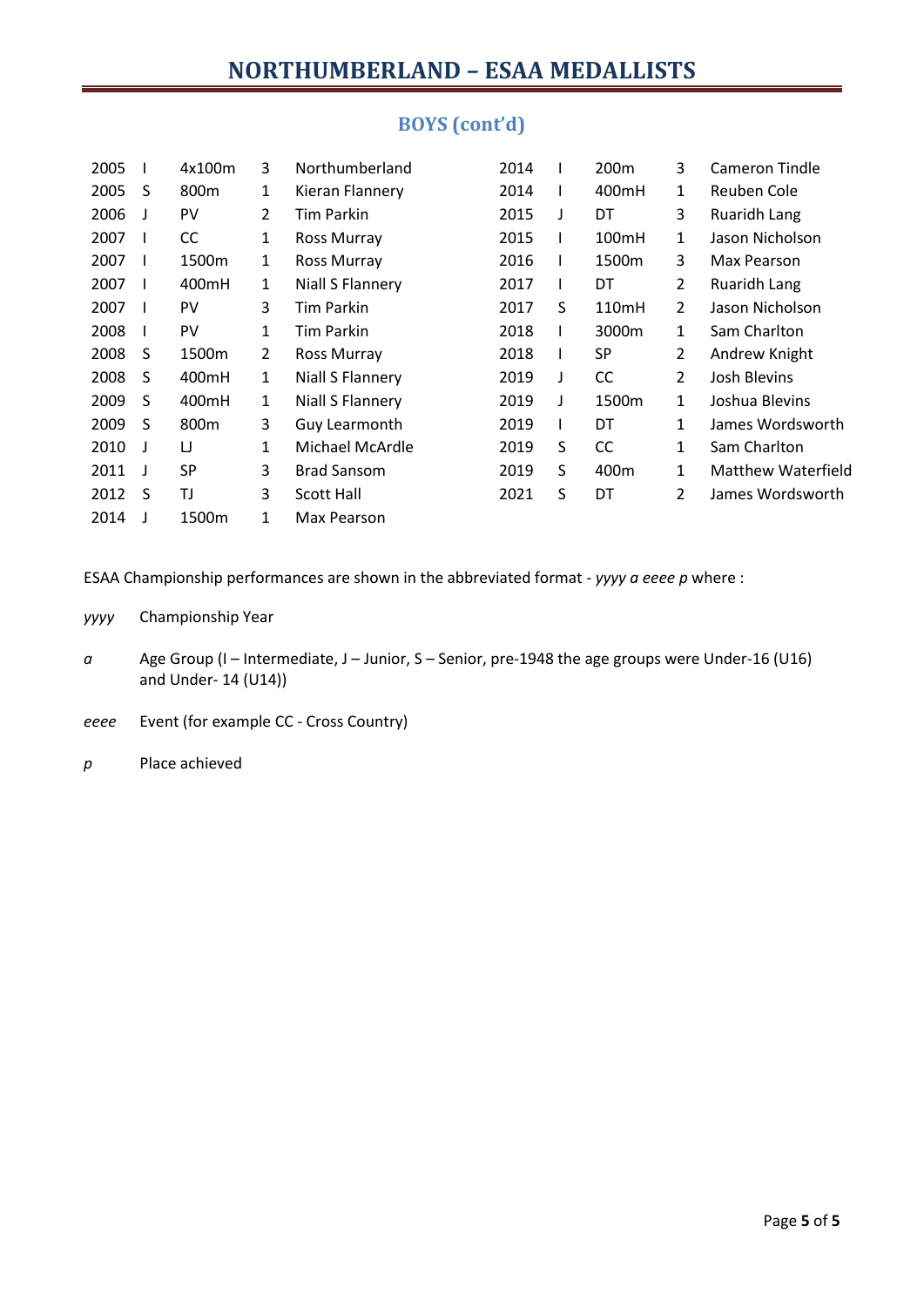# NORTHUMBERLAND – ESAA MEDALLISTS

## BOYS (cont'd)

| | | | | |
|---|---|---|---|---|
| 2005 | I | 4x100m | 3 | Northumberland |
| 2005 | S | 800m | 1 | Kieran Flannery |
| 2006 | J | PV | 2 | Tim Parkin |
| 2007 | I | CC | 1 | Ross Murray |
| 2007 | I | 1500m | 1 | Ross Murray |
| 2007 | I | 400mH | 1 | Niall S Flannery |
| 2007 | I | PV | 3 | Tim Parkin |
| 2008 | I | PV | 1 | Tim Parkin |
| 2008 | S | 1500m | 2 | Ross Murray |
| 2008 | S | 400mH | 1 | Niall S Flannery |
| 2009 | S | 400mH | 1 | Niall S Flannery |
| 2009 | S | 800m | 3 | Guy Learmonth |
| 2010 | J | LJ | 1 | Michael McArdle |
| 2011 | J | SP | 3 | Brad Sansom |
| 2012 | S | TJ | 3 | Scott Hall |
| 2014 | J | 1500m | 1 | Max Pearson |
| 2014 | I | 200m | 3 | Cameron Tindle |
| 2014 | I | 400mH | 1 | Reuben Cole |
| 2015 | J | DT | 3 | Ruaridh Lang |
| 2015 | I | 100mH | 1 | Jason Nicholson |
| 2016 | I | 1500m | 3 | Max Pearson |
| 2017 | I | DT | 2 | Ruaridh Lang |
| 2017 | S | 110mH | 2 | Jason Nicholson |
| 2018 | I | 3000m | 1 | Sam Charlton |
| 2018 | I | SP | 2 | Andrew Knight |
| 2019 | J | CC | 2 | Josh Blevins |
| 2019 | J | 1500m | 1 | Joshua Blevins |
| 2019 | I | DT | 1 | James Wordsworth |
| 2019 | S | CC | 1 | Sam Charlton |
| 2019 | S | 400m | 1 | Matthew Waterfield |
| 2021 | S | DT | 2 | James Wordsworth |

ESAA Championship performances are shown in the abbreviated format - *yyyy a eeee p* where :

*yyyy* Championship Year

*a* Age Group (I – Intermediate, J – Junior, S – Senior, pre-1948 the age groups were Under-16 (U16) and Under- 14 (U14))

*eeee* Event (for example CC - Cross Country)

*p* Place achieved